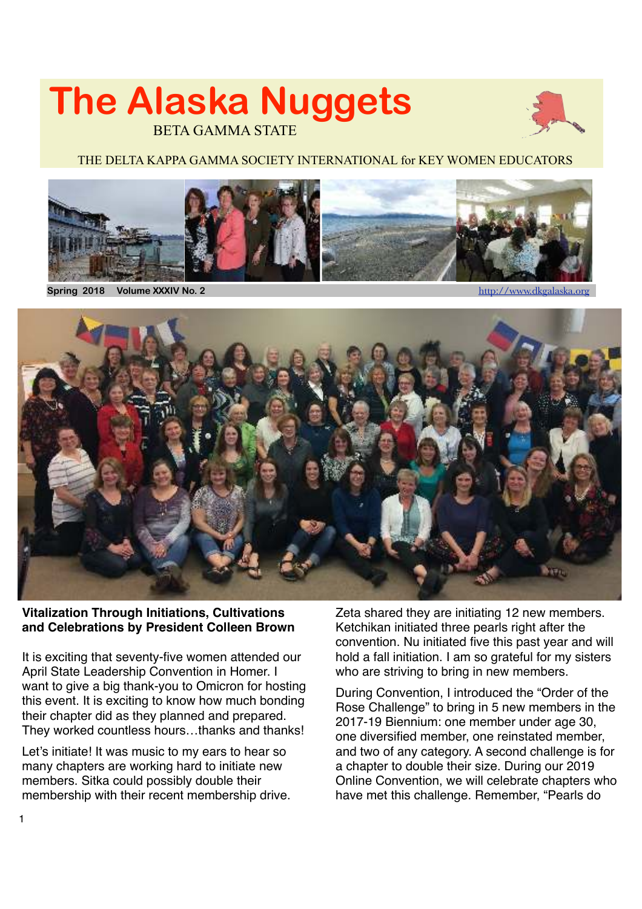# The Alaska Nuggets

BETA GAMMA STATE

THE DELTA KAPPA GAMMA SOCIETY INTERNATIONAL for KEY WOMEN EDUCATORS

**Spring 2018 Volume XXXIV No. 2** http://www.dkgalaska.org

## Vitalization Through Initiations, Cultivations and Celebrations by President Colleen Brown

It is exciting that seventy-five women attended our April State Leadership Convention in Homer. I want to give a big thank-you to Omicron for hosting this event. It is exciting to know how much bonding their chapter did as they planned and prepared. They worked countless hours…thanks and thanks!

Let's initiate! It was music to my ears to hear so many chapters are working hard to initiate new members. Sitka could possibly double their membership with their recent membership drive. Zeta shared they are initiating 12 new members. Ketchikan initiated three pearls right after the convention. Nu initiated five this past year and will hold a fall initiation. I am so grateful for my sisters who are striving to bring in new members.

During Convention, I introduced the "Order of the Rose Challenge" to bring in 5 new members in the 2017-19 Biennium: one member under age 30, one diversified member, one reinstated member, and two of any category. A second challenge is for a chapter to double their size. During our 2019 Online Convention, we will celebrate chapters who have met this challenge. Remember, "Pearls do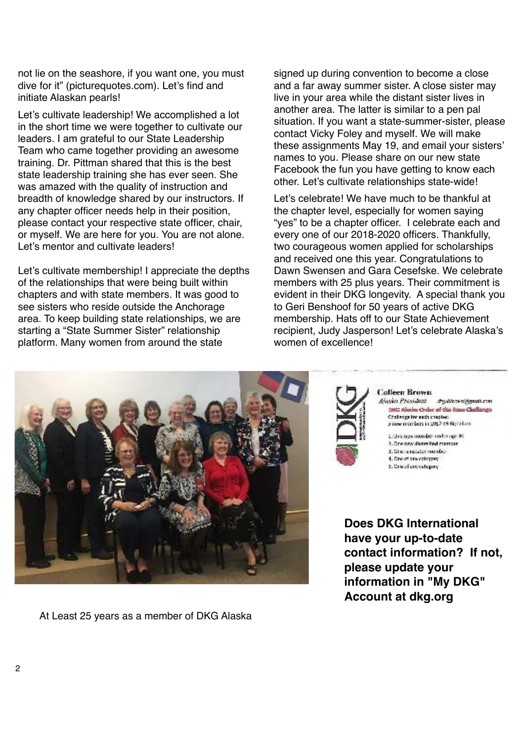not lie on the seashore, if you want one, you must dive for it" (picturequotes.com). Let's find and initiate Alaskan pearls!

Let's cultivate leadership! We accomplished a lot in the short time we were together to cultivate our leaders. I am grateful to our State Leadership Team who came together providing an awesome training. Dr. Pittman shared that this is the best state leadership training she has ever seen. She was amazed with the quality of instruction and breadth of knowledge shared by our instructors. If any chapter officer needs help in their position, please contact your respective state officer, chair, or myself. We are here for you. You are not alone. Let's mentor and cultivate leaders!

Let's cultivate membership! I appreciate the depths of the relationships that were being built within chapters and with state members. It was good to see sisters who reside outside the Anchorage area. To keep building state relationships, we are starting a "State Summer Sister" relationship platform. Many women from around the state signed up during convention to become a close and a far away summer sister. A close sister may live in your area while the distant sister lives in another area. The latter is similar to a pen pal situation. If you want a state-summer-sister, please contact Vicky Foley and myself. We will make these assignments May 19, and email your sisters' names to you. Please share on our new state Facebook the fun you have getting to know each other. Let's cultivate relationships state-wide!

Let's celebrate! We have much to be thankful at the chapter level, especially for women saying "yes" to be a chapter officer. I celebrate each and every one of our 2018-2020 officers. Thankfully, two courageous women applied for scholarships and received one this year. Congratulations to Dawn Swensen and Gara Cesefske. We celebrate members with 25 plus years. Their commitment is evident in their DKG longevity. A special thank you to Geri Benshoof for 50 years of active DKG membership. Hats off to our State Achievement recipient, Judy Jasperson! Let's celebrate Alaska's women of excellence!

At Least 25 years as a member of DKG Alaska

**Does DKG International have your up-to-date contact information? If not, please update your information in "My DKG" Account at dkg.org**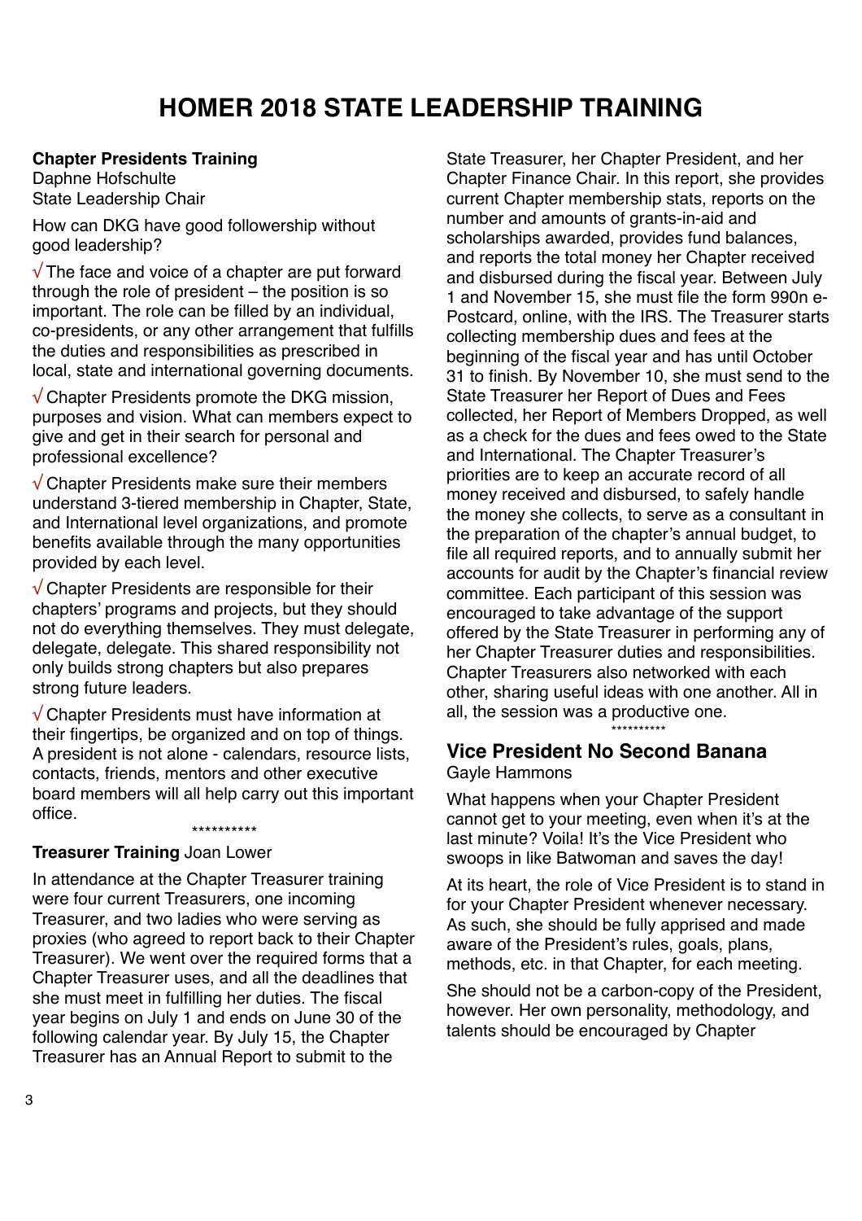# HOMER 2018 STATE LEADERSHIP TRAINING

**Chapter Presidents Training**
Daphne Hofschulte
State Leadership Chair

How can DKG have good followership without good leadership?

√ The face and voice of a chapter are put forward through the role of president – the position is so important. The role can be filled by an individual, co-presidents, or any other arrangement that fulfills the duties and responsibilities as prescribed in local, state and international governing documents.

√ Chapter Presidents promote the DKG mission, purposes and vision. What can members expect to give and get in their search for personal and professional excellence?

√ Chapter Presidents make sure their members understand 3-tiered membership in Chapter, State, and International level organizations, and promote benefits available through the many opportunities provided by each level.

√ Chapter Presidents are responsible for their chapters' programs and projects, but they should not do everything themselves. They must delegate, delegate, delegate. This shared responsibility not only builds strong chapters but also prepares strong future leaders.

√ Chapter Presidents must have information at their fingertips, be organized and on top of things. A president is not alone - calendars, resource lists, contacts, friends, mentors and other executive board members will all help carry out this important office.

**********

**Treasurer Training** Joan Lower

In attendance at the Chapter Treasurer training were four current Treasurers, one incoming Treasurer, and two ladies who were serving as proxies (who agreed to report back to their Chapter Treasurer). We went over the required forms that a Chapter Treasurer uses, and all the deadlines that she must meet in fulfilling her duties. The fiscal year begins on July 1 and ends on June 30 of the following calendar year. By July 15, the Chapter Treasurer has an Annual Report to submit to the State Treasurer, her Chapter President, and her Chapter Finance Chair. In this report, she provides current Chapter membership stats, reports on the number and amounts of grants-in-aid and scholarships awarded, provides fund balances, and reports the total money her Chapter received and disbursed during the fiscal year. Between July 1 and November 15, she must file the form 990n e-Postcard, online, with the IRS. The Treasurer starts collecting membership dues and fees at the beginning of the fiscal year and has until October 31 to finish. By November 10, she must send to the State Treasurer her Report of Dues and Fees collected, her Report of Members Dropped, as well as a check for the dues and fees owed to the State and International. The Chapter Treasurer's priorities are to keep an accurate record of all money received and disbursed, to safely handle the money she collects, to serve as a consultant in the preparation of the chapter's annual budget, to file all required reports, and to annually submit her accounts for audit by the Chapter's financial review committee. Each participant of this session was encouraged to take advantage of the support offered by the State Treasurer in performing any of her Chapter Treasurer duties and responsibilities. Chapter Treasurers also networked with each other, sharing useful ideas with one another. All in all, the session was a productive one.

**********

## Vice President No Second Banana

Gayle Hammons

What happens when your Chapter President cannot get to your meeting, even when it's at the last minute? Voila! It's the Vice President who swoops in like Batwoman and saves the day!

At its heart, the role of Vice President is to stand in for your Chapter President whenever necessary. As such, she should be fully apprised and made aware of the President's rules, goals, plans, methods, etc. in that Chapter, for each meeting.

She should not be a carbon-copy of the President, however. Her own personality, methodology, and talents should be encouraged by Chapter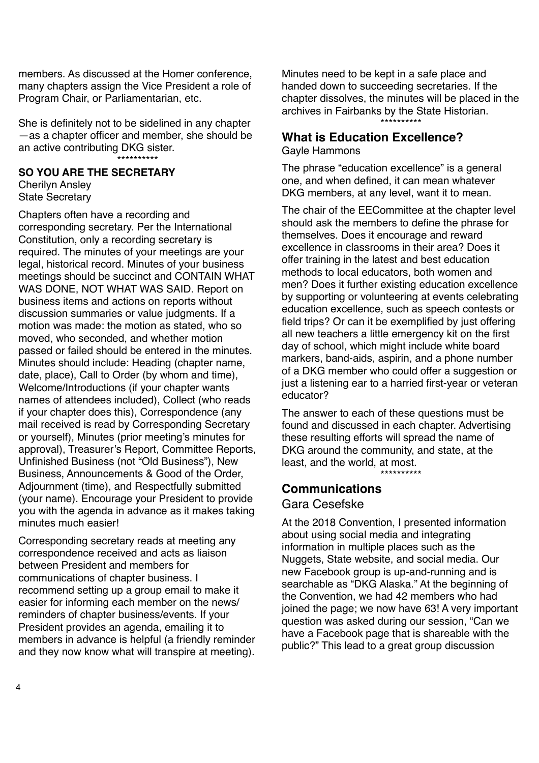members. As discussed at the Homer conference, many chapters assign the Vice President a role of Program Chair, or Parliamentarian, etc.

She is definitely not to be sidelined in any chapter—as a chapter officer and member, she should be an active contributing DKG sister.

**********

**SO YOU ARE THE SECRETARY**

Cherilyn Ansley
State Secretary

Chapters often have a recording and corresponding secretary. Per the International Constitution, only a recording secretary is required. The minutes of your meetings are your legal, historical record. Minutes of your business meetings should be succinct and CONTAIN WHAT WAS DONE, NOT WHAT WAS SAID. Report on business items and actions on reports without discussion summaries or value judgments. If a motion was made: the motion as stated, who so moved, who seconded, and whether motion passed or failed should be entered in the minutes. Minutes should include: Heading (chapter name, date, place), Call to Order (by whom and time), Welcome/Introductions (if your chapter wants names of attendees included), Collect (who reads if your chapter does this), Correspondence (any mail received is read by Corresponding Secretary or yourself), Minutes (prior meeting's minutes for approval), Treasurer's Report, Committee Reports, Unfinished Business (not "Old Business"), New Business, Announcements & Good of the Order, Adjournment (time), and Respectfully submitted (your name). Encourage your President to provide you with the agenda in advance as it makes taking minutes much easier!

Corresponding secretary reads at meeting any correspondence received and acts as liaison between President and members for communications of chapter business. I recommend setting up a group email to make it easier for informing each member on the news/reminders of chapter business/events. If your President provides an agenda, emailing it to members in advance is helpful (a friendly reminder and they now know what will transpire at meeting).

Minutes need to be kept in a safe place and handed down to succeeding secretaries. If the chapter dissolves, the minutes will be placed in the archives in Fairbanks by the State Historian.

**********

## What is Education Excellence?

Gayle Hammons

The phrase "education excellence" is a general one, and when defined, it can mean whatever DKG members, at any level, want it to mean.

The chair of the EECommittee at the chapter level should ask the members to define the phrase for themselves. Does it encourage and reward excellence in classrooms in their area? Does it offer training in the latest and best education methods to local educators, both women and men? Does it further existing education excellence by supporting or volunteering at events celebrating education excellence, such as speech contests or field trips? Or can it be exemplified by just offering all new teachers a little emergency kit on the first day of school, which might include white board markers, band-aids, aspirin, and a phone number of a DKG member who could offer a suggestion or just a listening ear to a harried first-year or veteran educator?

The answer to each of these questions must be found and discussed in each chapter. Advertising these resulting efforts will spread the name of DKG around the community, and state, at the least, and the world, at most.

**********

## Communications

Gara Cesefske

At the 2018 Convention, I presented information about using social media and integrating information in multiple places such as the Nuggets, State website, and social media. Our new Facebook group is up-and-running and is searchable as "DKG Alaska." At the beginning of the Convention, we had 42 members who had joined the page; we now have 63! A very important question was asked during our session, "Can we have a Facebook page that is shareable with the public?" This lead to a great group discussion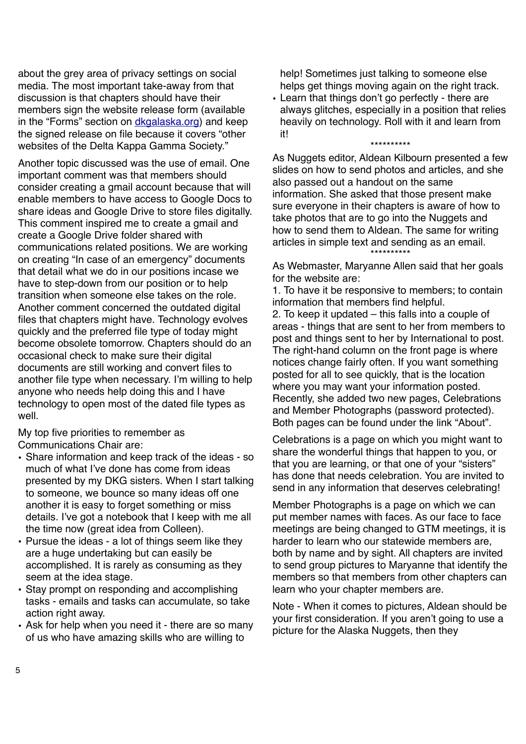about the grey area of privacy settings on social media. The most important take-away from that discussion is that chapters should have their members sign the website release form (available in the "Forms" section on dkgalaska.org) and keep the signed release on file because it covers "other websites of the Delta Kappa Gamma Society."

Another topic discussed was the use of email. One important comment was that members should consider creating a gmail account because that will enable members to have access to Google Docs to share ideas and Google Drive to store files digitally. This comment inspired me to create a gmail and create a Google Drive folder shared with communications related positions. We are working on creating "In case of an emergency" documents that detail what we do in our positions incase we have to step-down from our position or to help transition when someone else takes on the role. Another comment concerned the outdated digital files that chapters might have. Technology evolves quickly and the preferred file type of today might become obsolete tomorrow. Chapters should do an occasional check to make sure their digital documents are still working and convert files to another file type when necessary. I'm willing to help anyone who needs help doing this and I have technology to open most of the dated file types as well.

My top five priorities to remember as Communications Chair are:

- Share information and keep track of the ideas - so much of what I've done has come from ideas presented by my DKG sisters. When I start talking to someone, we bounce so many ideas off one another it is easy to forget something or miss details. I've got a notebook that I keep with me all the time now (great idea from Colleen).
- Pursue the ideas - a lot of things seem like they are a huge undertaking but can easily be accomplished. It is rarely as consuming as they seem at the idea stage.
- Stay prompt on responding and accomplishing tasks - emails and tasks can accumulate, so take action right away.
- Ask for help when you need it - there are so many of us who have amazing skills who are willing to help! Sometimes just talking to someone else helps get things moving again on the right track.
- Learn that things don't go perfectly - there are always glitches, especially in a position that relies heavily on technology. Roll with it and learn from it!

**********

As Nuggets editor, Aldean Kilbourn presented a few slides on how to send photos and articles, and she also passed out a handout on the same information. She asked that those present make sure everyone in their chapters is aware of how to take photos that are to go into the Nuggets and how to send them to Aldean. The same for writing articles in simple text and sending as an email.

**********

As Webmaster, Maryanne Allen said that her goals for the website are:

1. To have it be responsive to members; to contain information that members find helpful.
2. To keep it updated – this falls into a couple of areas - things that are sent to her from members to post and things sent to her by International to post. The right-hand column on the front page is where notices change fairly often. If you want something posted for all to see quickly, that is the location where you may want your information posted. Recently, she added two new pages, Celebrations and Member Photographs (password protected). Both pages can be found under the link "About".

Celebrations is a page on which you might want to share the wonderful things that happen to you, or that you are learning, or that one of your "sisters" has done that needs celebration. You are invited to send in any information that deserves celebrating!

Member Photographs is a page on which we can put member names with faces. As our face to face meetings are being changed to GTM meetings, it is harder to learn who our statewide members are, both by name and by sight. All chapters are invited to send group pictures to Maryanne that identify the members so that members from other chapters can learn who your chapter members are.

Note - When it comes to pictures, Aldean should be your first consideration. If you aren't going to use a picture for the Alaska Nuggets, then they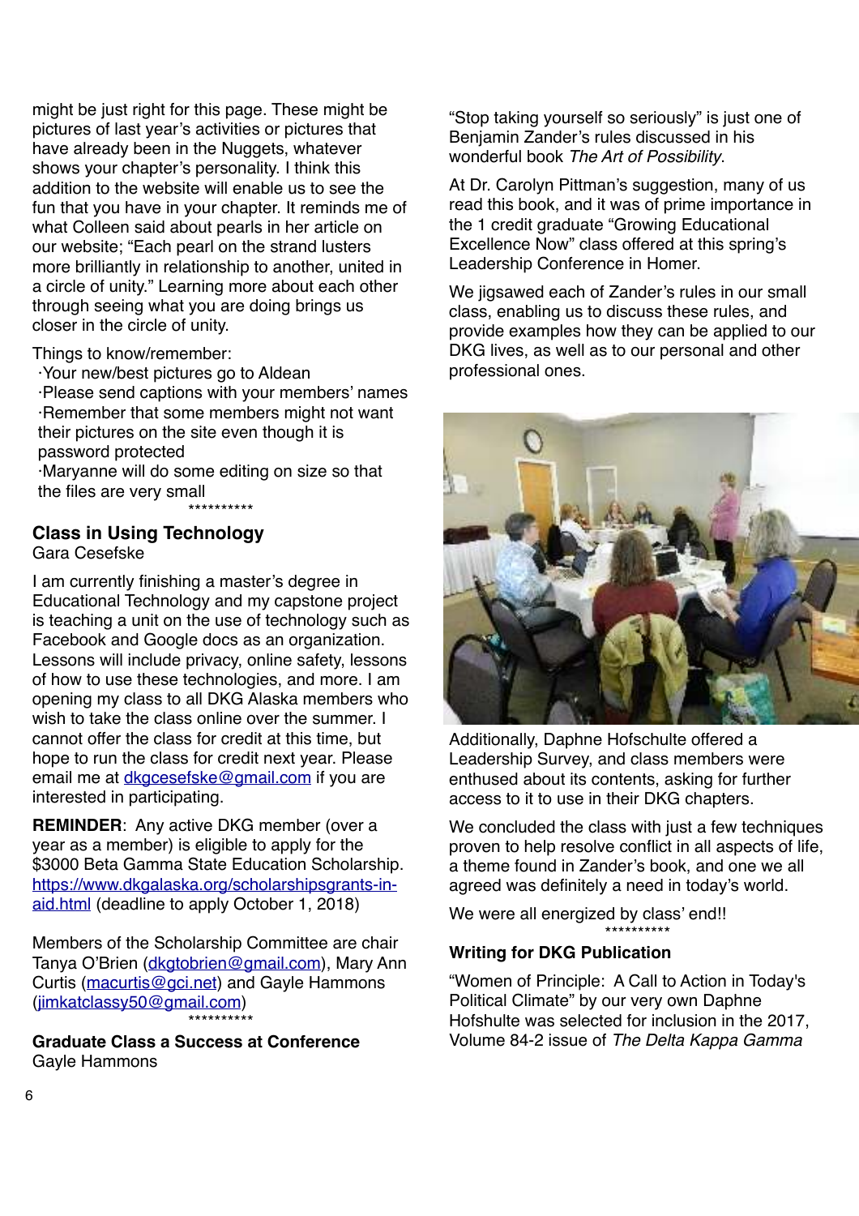might be just right for this page. These might be pictures of last year's activities or pictures that have already been in the Nuggets, whatever shows your chapter's personality. I think this addition to the website will enable us to see the fun that you have in your chapter. It reminds me of what Colleen said about pearls in her article on our website; "Each pearl on the strand lusters more brilliantly in relationship to another, united in a circle of unity." Learning more about each other through seeing what you are doing brings us closer in the circle of unity.

Things to know/remember:

·Your new/best pictures go to Aldean

·Please send captions with your members' names

·Remember that some members might not want their pictures on the site even though it is password protected

·Maryanne will do some editing on size so that the files are very small

**********

### Class in Using Technology

Gara Cesefske

I am currently finishing a master's degree in Educational Technology and my capstone project is teaching a unit on the use of technology such as Facebook and Google docs as an organization. Lessons will include privacy, online safety, lessons of how to use these technologies, and more. I am opening my class to all DKG Alaska members who wish to take the class online over the summer. I cannot offer the class for credit at this time, but hope to run the class for credit next year. Please email me at dkgcesefske@gmail.com if you are interested in participating.

**REMINDER**: Any active DKG member (over a year as a member) is eligible to apply for the $3000 Beta Gamma State Education Scholarship. https://www.dkgalaska.org/scholarshipsgrants-in-aid.html (deadline to apply October 1, 2018)

Members of the Scholarship Committee are chair Tanya O'Brien (dkgtobrien@gmail.com), Mary Ann Curtis (macurtis@gci.net) and Gayle Hammons (jimkatclassy50@gmail.com)

**********

### Graduate Class a Success at Conference

Gayle Hammons

"Stop taking yourself so seriously" is just one of Benjamin Zander's rules discussed in his wonderful book *The Art of Possibility*.

At Dr. Carolyn Pittman's suggestion, many of us read this book, and it was of prime importance in the 1 credit graduate "Growing Educational Excellence Now" class offered at this spring's Leadership Conference in Homer.

We jigsawed each of Zander's rules in our small class, enabling us to discuss these rules, and provide examples how they can be applied to our DKG lives, as well as to our personal and other professional ones.

Additionally, Daphne Hofschulte offered a Leadership Survey, and class members were enthused about its contents, asking for further access to it to use in their DKG chapters.

We concluded the class with just a few techniques proven to help resolve conflict in all aspects of life, a theme found in Zander's book, and one we all agreed was definitely a need in today's world.

We were all energized by class' end!!

**********

### Writing for DKG Publication

"Women of Principle: A Call to Action in Today's Political Climate" by our very own Daphne Hofshulte was selected for inclusion in the 2017, Volume 84-2 issue of *The Delta Kappa Gamma*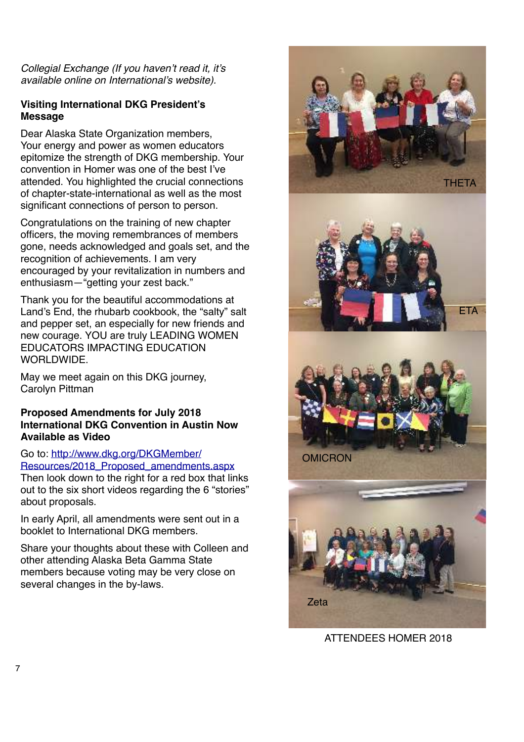*Collegial Exchange (If you haven't read it, it's available online on International's website).*

**Visiting International DKG President's Message**

Dear Alaska State Organization members,
Your energy and power as women educators epitomize the strength of DKG membership. Your convention in Homer was one of the best I've attended. You highlighted the crucial connections of chapter-state-international as well as the most significant connections of person to person.

Congratulations on the training of new chapter officers, the moving remembrances of members gone, needs acknowledged and goals set, and the recognition of achievements. I am very encouraged by your revitalization in numbers and enthusiasm—"getting your zest back."

Thank you for the beautiful accommodations at Land's End, the rhubarb cookbook, the "salty" salt and pepper set, an especially for new friends and new courage. YOU are truly LEADING WOMEN EDUCATORS IMPACTING EDUCATION WORLDWIDE.

May we meet again on this DKG journey,
Carolyn Pittman

**Proposed Amendments for July 2018 International DKG Convention in Austin Now Available as Video**

Go to: [http://www.dkg.org/DKGMember/Resources/2018_Proposed_amendments.aspx](http://www.dkg.org/DKGMember/Resources/2018_Proposed_amendments.aspx)
Then look down to the right for a red box that links out to the six short videos regarding the 6 "stories" about proposals.

In early April, all amendments were sent out in a booklet to International DKG members.

Share your thoughts about these with Colleen and other attending Alaska Beta Gamma State members because voting may be very close on several changes in the by-laws.

THETA

ETA

OMICRON

Zeta

ATTENDEES HOMER 2018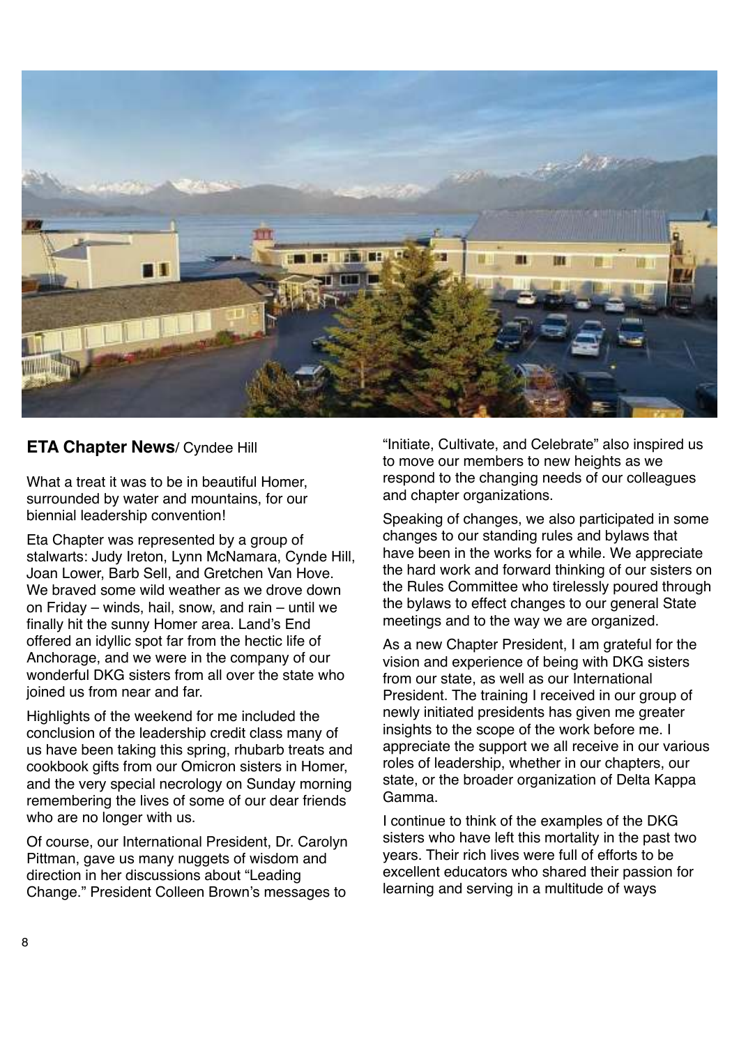## **ETA Chapter News**/ Cyndee Hill

What a treat it was to be in beautiful Homer, surrounded by water and mountains, for our biennial leadership convention!

Eta Chapter was represented by a group of stalwarts: Judy Ireton, Lynn McNamara, Cynde Hill, Joan Lower, Barb Sell, and Gretchen Van Hove. We braved some wild weather as we drove down on Friday – winds, hail, snow, and rain – until we finally hit the sunny Homer area. Land's End offered an idyllic spot far from the hectic life of Anchorage, and we were in the company of our wonderful DKG sisters from all over the state who joined us from near and far.

Highlights of the weekend for me included the conclusion of the leadership credit class many of us have been taking this spring, rhubarb treats and cookbook gifts from our Omicron sisters in Homer, and the very special necrology on Sunday morning remembering the lives of some of our dear friends who are no longer with us.

Of course, our International President, Dr. Carolyn Pittman, gave us many nuggets of wisdom and direction in her discussions about "Leading Change." President Colleen Brown's messages to "Initiate, Cultivate, and Celebrate" also inspired us to move our members to new heights as we respond to the changing needs of our colleagues and chapter organizations.

Speaking of changes, we also participated in some changes to our standing rules and bylaws that have been in the works for a while. We appreciate the hard work and forward thinking of our sisters on the Rules Committee who tirelessly poured through the bylaws to effect changes to our general State meetings and to the way we are organized.

As a new Chapter President, I am grateful for the vision and experience of being with DKG sisters from our state, as well as our International President. The training I received in our group of newly initiated presidents has given me greater insights to the scope of the work before me. I appreciate the support we all receive in our various roles of leadership, whether in our chapters, our state, or the broader organization of Delta Kappa Gamma.

I continue to think of the examples of the DKG sisters who have left this mortality in the past two years. Their rich lives were full of efforts to be excellent educators who shared their passion for learning and serving in a multitude of ways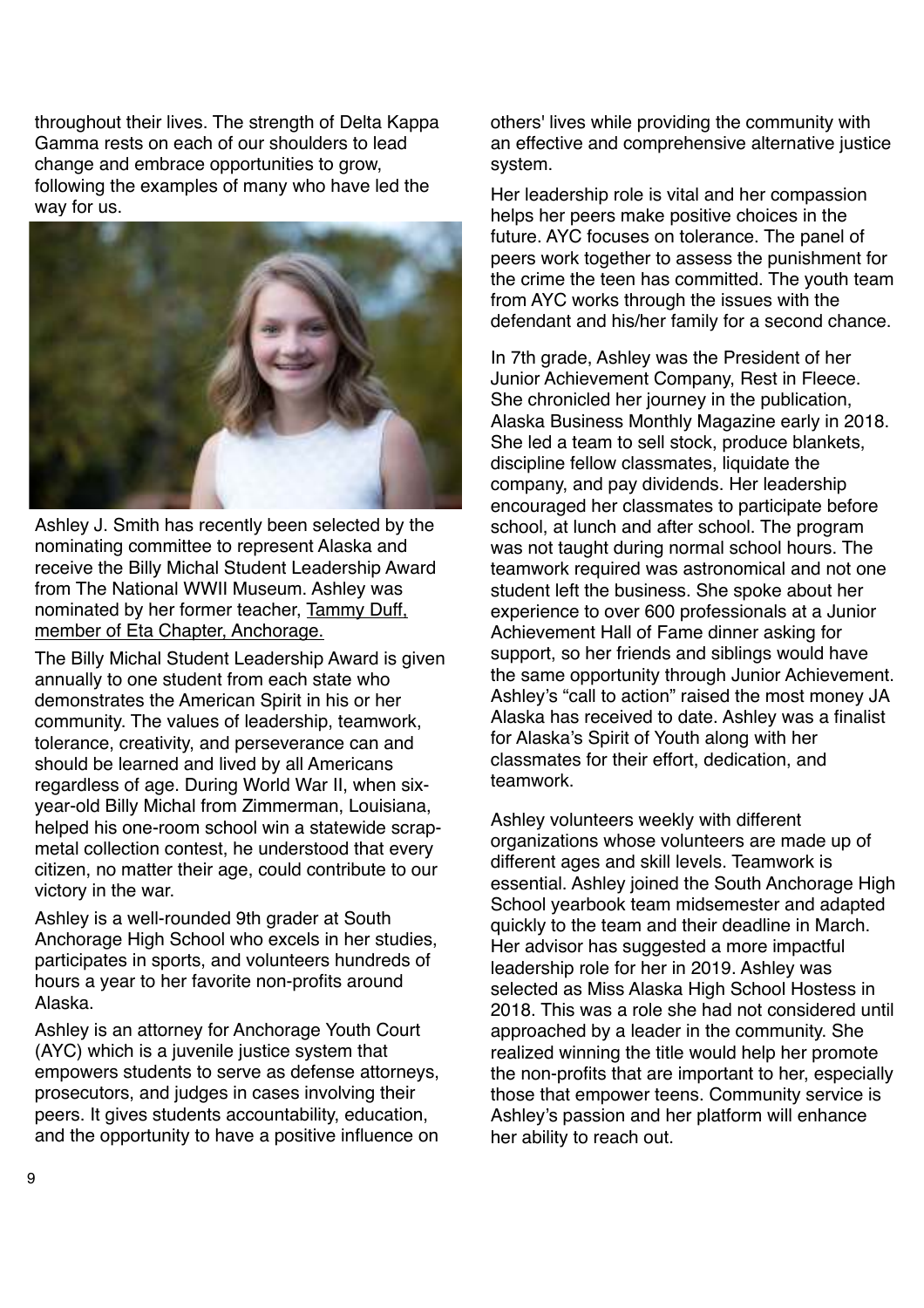throughout their lives. The strength of Delta Kappa Gamma rests on each of our shoulders to lead change and embrace opportunities to grow, following the examples of many who have led the way for us.

Ashley J. Smith has recently been selected by the nominating committee to represent Alaska and receive the Billy Michal Student Leadership Award from The National WWII Museum. Ashley was nominated by her former teacher, Tammy Duff, member of Eta Chapter, Anchorage.

The Billy Michal Student Leadership Award is given annually to one student from each state who demonstrates the American Spirit in his or her community. The values of leadership, teamwork, tolerance, creativity, and perseverance can and should be learned and lived by all Americans regardless of age. During World War II, when six-year-old Billy Michal from Zimmerman, Louisiana, helped his one-room school win a statewide scrap-metal collection contest, he understood that every citizen, no matter their age, could contribute to our victory in the war.

Ashley is a well-rounded 9th grader at South Anchorage High School who excels in her studies, participates in sports, and volunteers hundreds of hours a year to her favorite non-profits around Alaska.

Ashley is an attorney for Anchorage Youth Court (AYC) which is a juvenile justice system that empowers students to serve as defense attorneys, prosecutors, and judges in cases involving their peers. It gives students accountability, education, and the opportunity to have a positive influence on others' lives while providing the community with an effective and comprehensive alternative justice system.

Her leadership role is vital and her compassion helps her peers make positive choices in the future. AYC focuses on tolerance. The panel of peers work together to assess the punishment for the crime the teen has committed. The youth team from AYC works through the issues with the defendant and his/her family for a second chance.

In 7th grade, Ashley was the President of her Junior Achievement Company, Rest in Fleece. She chronicled her journey in the publication, Alaska Business Monthly Magazine early in 2018. She led a team to sell stock, produce blankets, discipline fellow classmates, liquidate the company, and pay dividends. Her leadership encouraged her classmates to participate before school, at lunch and after school. The program was not taught during normal school hours. The teamwork required was astronomical and not one student left the business. She spoke about her experience to over 600 professionals at a Junior Achievement Hall of Fame dinner asking for support, so her friends and siblings would have the same opportunity through Junior Achievement. Ashley's "call to action" raised the most money JA Alaska has received to date. Ashley was a finalist for Alaska's Spirit of Youth along with her classmates for their effort, dedication, and teamwork.

Ashley volunteers weekly with different organizations whose volunteers are made up of different ages and skill levels. Teamwork is essential. Ashley joined the South Anchorage High School yearbook team midsemester and adapted quickly to the team and their deadline in March. Her advisor has suggested a more impactful leadership role for her in 2019. Ashley was selected as Miss Alaska High School Hostess in 2018. This was a role she had not considered until approached by a leader in the community. She realized winning the title would help her promote the non-profits that are important to her, especially those that empower teens. Community service is Ashley's passion and her platform will enhance her ability to reach out.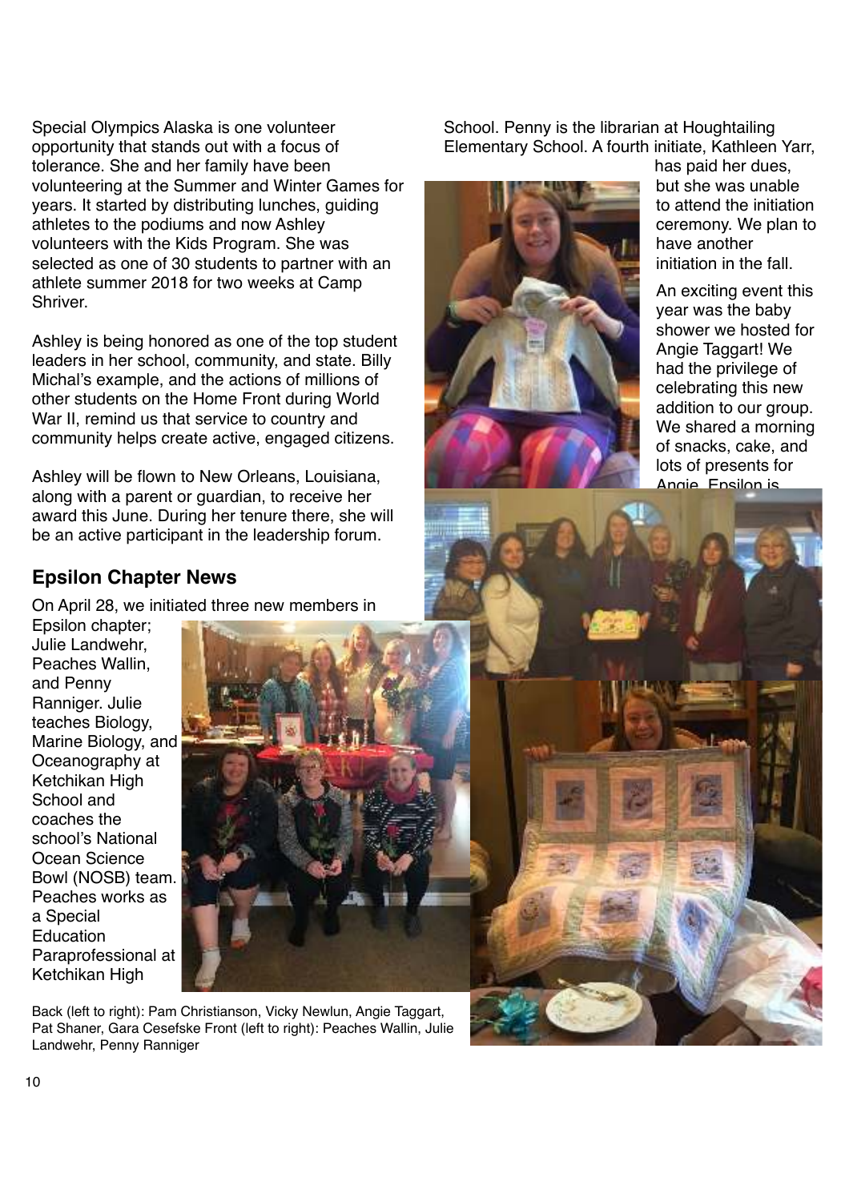Special Olympics Alaska is one volunteer opportunity that stands out with a focus of tolerance. She and her family have been volunteering at the Summer and Winter Games for years. It started by distributing lunches, guiding athletes to the podiums and now Ashley volunteers with the Kids Program. She was selected as one of 30 students to partner with an athlete summer 2018 for two weeks at Camp Shriver.

Ashley is being honored as one of the top student leaders in her school, community, and state. Billy Michal's example, and the actions of millions of other students on the Home Front during World War II, remind us that service to country and community helps create active, engaged citizens.

Ashley will be flown to New Orleans, Louisiana, along with a parent or guardian, to receive her award this June. During her tenure there, she will be an active participant in the leadership forum.

## Epsilon Chapter News

On April 28, we initiated three new members in Epsilon chapter; Julie Landwehr, Peaches Wallin, and Penny Ranniger. Julie teaches Biology, Marine Biology, and Oceanography at Ketchikan High School and coaches the school's National Ocean Science Bowl (NOSB) team. Peaches works as a Special Education Paraprofessional at Ketchikan High School. Penny is the librarian at Houghtailing Elementary School. A fourth initiate, Kathleen Yarr, has paid her dues, but she was unable to attend the initiation ceremony. We plan to have another initiation in the fall.

Back (left to right): Pam Christianson, Vicky Newlun, Angie Taggart, Pat Shaner, Gara Cesefske Front (left to right): Peaches Wallin, Julie Landwehr, Penny Ranniger

An exciting event this year was the baby shower we hosted for Angie Taggart! We had the privilege of celebrating this new addition to our group. We shared a morning of snacks, cake, and lots of presents for Angie. Epsilon is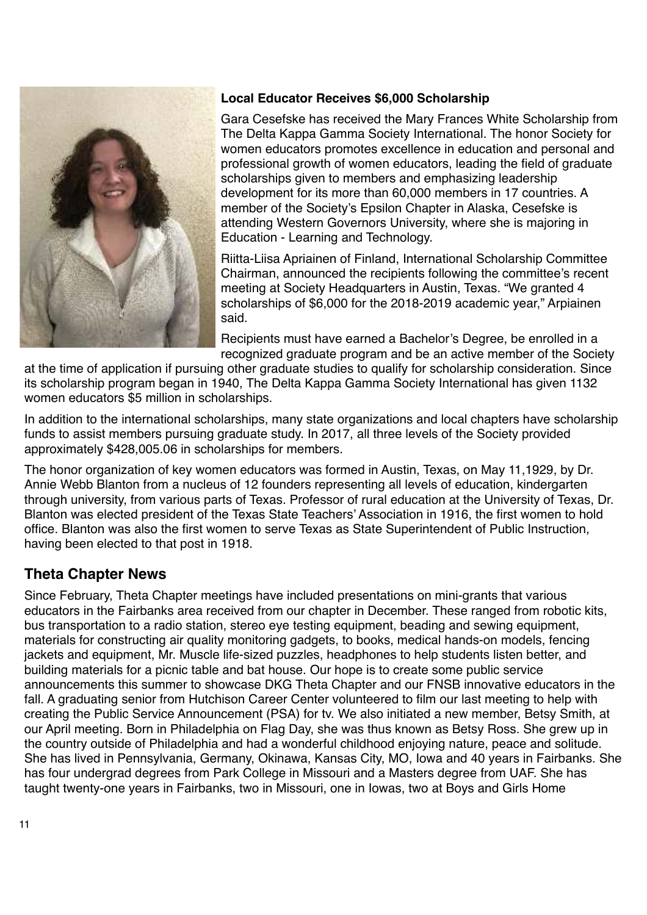### Local Educator Receives $6,000 Scholarship

Gara Cesefske has received the Mary Frances White Scholarship from The Delta Kappa Gamma Society International. The honor Society for women educators promotes excellence in education and personal and professional growth of women educators, leading the field of graduate scholarships given to members and emphasizing leadership development for its more than 60,000 members in 17 countries. A member of the Society's Epsilon Chapter in Alaska, Cesefske is attending Western Governors University, where she is majoring in Education - Learning and Technology.

Riitta-Liisa Apriainen of Finland, International Scholarship Committee Chairman, announced the recipients following the committee's recent meeting at Society Headquarters in Austin, Texas. "We granted 4 scholarships of $6,000 for the 2018-2019 academic year," Arpiainen said.

Recipients must have earned a Bachelor's Degree, be enrolled in a recognized graduate program and be an active member of the Society at the time of application if pursuing other graduate studies to qualify for scholarship consideration. Since its scholarship program began in 1940, The Delta Kappa Gamma Society International has given 1132 women educators $5 million in scholarships.

In addition to the international scholarships, many state organizations and local chapters have scholarship funds to assist members pursuing graduate study. In 2017, all three levels of the Society provided approximately $428,005.06 in scholarships for members.

The honor organization of key women educators was formed in Austin, Texas, on May 11,1929, by Dr. Annie Webb Blanton from a nucleus of 12 founders representing all levels of education, kindergarten through university, from various parts of Texas. Professor of rural education at the University of Texas, Dr. Blanton was elected president of the Texas State Teachers' Association in 1916, the first women to hold office. Blanton was also the first women to serve Texas as State Superintendent of Public Instruction, having been elected to that post in 1918.

## Theta Chapter News

Since February, Theta Chapter meetings have included presentations on mini-grants that various educators in the Fairbanks area received from our chapter in December. These ranged from robotic kits, bus transportation to a radio station, stereo eye testing equipment, beading and sewing equipment, materials for constructing air quality monitoring gadgets, to books, medical hands-on models, fencing jackets and equipment, Mr. Muscle life-sized puzzles, headphones to help students listen better, and building materials for a picnic table and bat house. Our hope is to create some public service announcements this summer to showcase DKG Theta Chapter and our FNSB innovative educators in the fall. A graduating senior from Hutchison Career Center volunteered to film our last meeting to help with creating the Public Service Announcement (PSA) for tv. We also initiated a new member, Betsy Smith, at our April meeting. Born in Philadelphia on Flag Day, she was thus known as Betsy Ross. She grew up in the country outside of Philadelphia and had a wonderful childhood enjoying nature, peace and solitude. She has lived in Pennsylvania, Germany, Okinawa, Kansas City, MO, Iowa and 40 years in Fairbanks. She has four undergrad degrees from Park College in Missouri and a Masters degree from UAF. She has taught twenty-one years in Fairbanks, two in Missouri, one in Iowas, two at Boys and Girls Home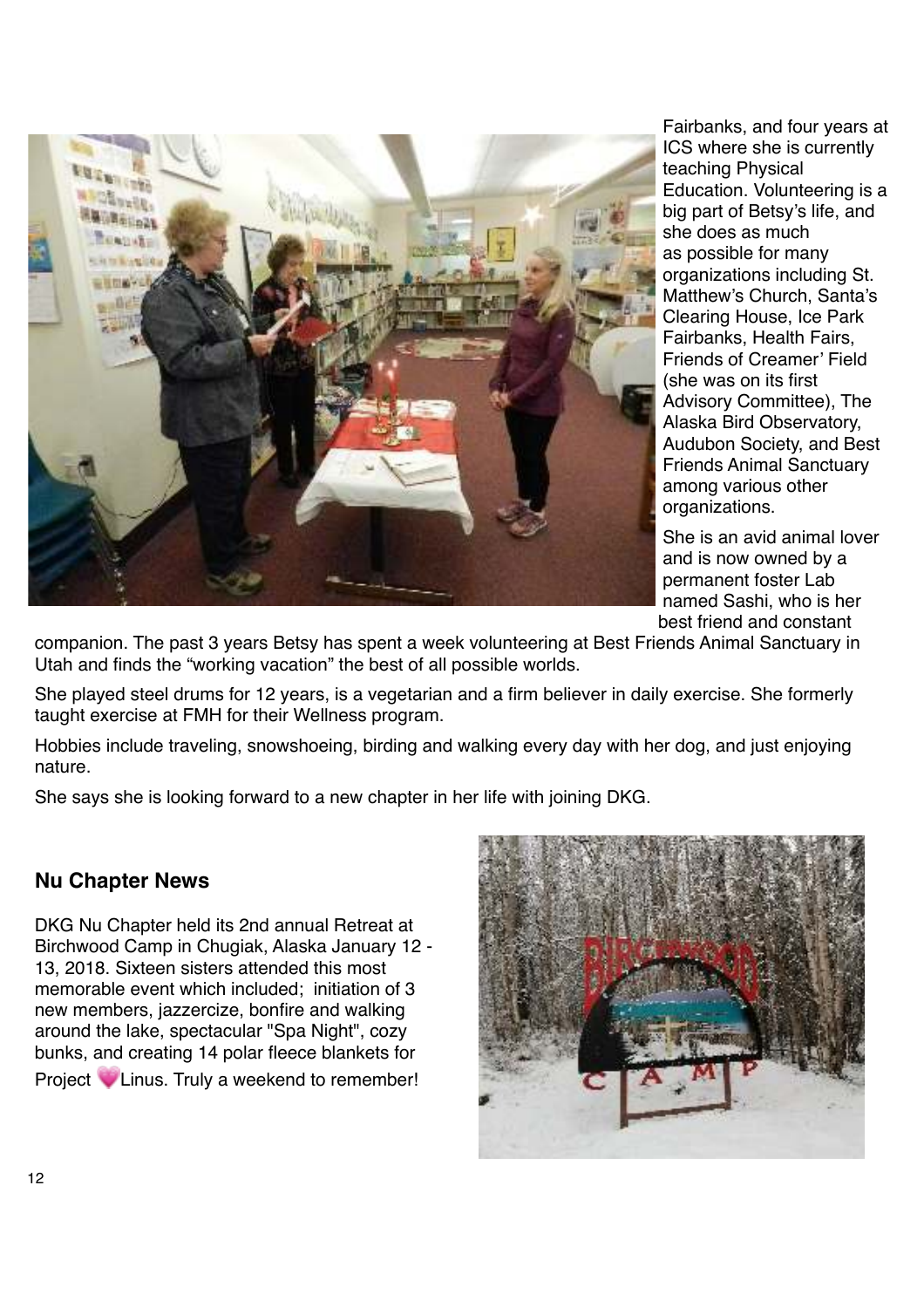Fairbanks, and four years at ICS where she is currently teaching Physical Education. Volunteering is a big part of Betsy's life, and she does as much as possible for many organizations including St. Matthew's Church, Santa's Clearing House, Ice Park Fairbanks, Health Fairs, Friends of Creamer' Field (she was on its first Advisory Committee), The Alaska Bird Observatory, Audubon Society, and Best Friends Animal Sanctuary among various other organizations.

She is an avid animal lover and is now owned by a permanent foster Lab named Sashi, who is her best friend and constant companion. The past 3 years Betsy has spent a week volunteering at Best Friends Animal Sanctuary in Utah and finds the "working vacation" the best of all possible worlds.

She played steel drums for 12 years, is a vegetarian and a firm believer in daily exercise. She formerly taught exercise at FMH for their Wellness program.

Hobbies include traveling, snowshoeing, birding and walking every day with her dog, and just enjoying nature.

She says she is looking forward to a new chapter in her life with joining DKG.

## Nu Chapter News

DKG Nu Chapter held its 2nd annual Retreat at Birchwood Camp in Chugiak, Alaska January 12 - 13, 2018. Sixteen sisters attended this most memorable event which included; initiation of 3 new members, jazzercize, bonfire and walking around the lake, spectacular "Spa Night", cozy bunks, and creating 14 polar fleece blankets for Project 💗Linus. Truly a weekend to remember!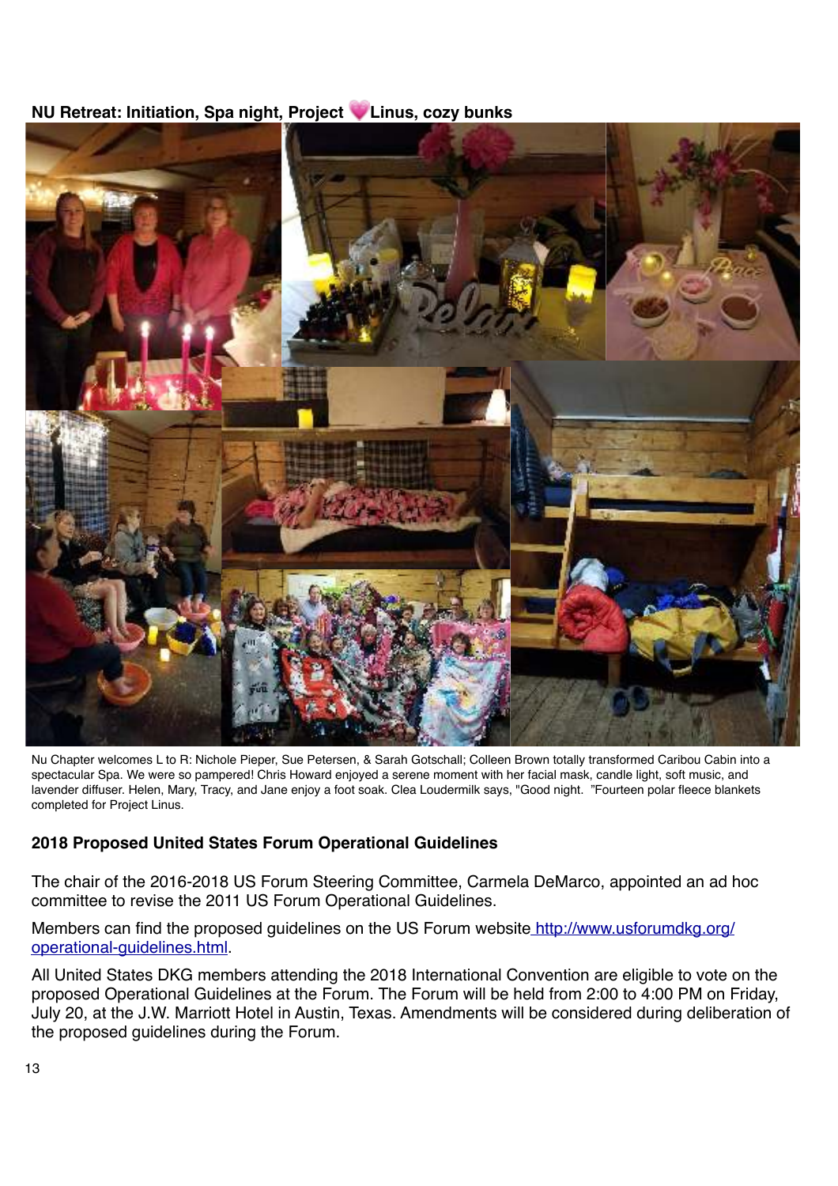**NU Retreat: Initiation, Spa night, Project 💗Linus, cozy bunks**

Nu Chapter welcomes L to R: Nichole Pieper, Sue Petersen, & Sarah Gotschall; Colleen Brown totally transformed Caribou Cabin into a spectacular Spa. We were so pampered! Chris Howard enjoyed a serene moment with her facial mask, candle light, soft music, and lavender diffuser. Helen, Mary, Tracy, and Jane enjoy a foot soak. Clea Loudermilk says, "Good night. "Fourteen polar fleece blankets completed for Project Linus.

## 2018 Proposed United States Forum Operational Guidelines

The chair of the 2016-2018 US Forum Steering Committee, Carmela DeMarco, appointed an ad hoc committee to revise the 2011 US Forum Operational Guidelines.

Members can find the proposed guidelines on the US Forum website http://www.usforumdkg.org/operational-guidelines.html.

All United States DKG members attending the 2018 International Convention are eligible to vote on the proposed Operational Guidelines at the Forum. The Forum will be held from 2:00 to 4:00 PM on Friday, July 20, at the J.W. Marriott Hotel in Austin, Texas. Amendments will be considered during deliberation of the proposed guidelines during the Forum.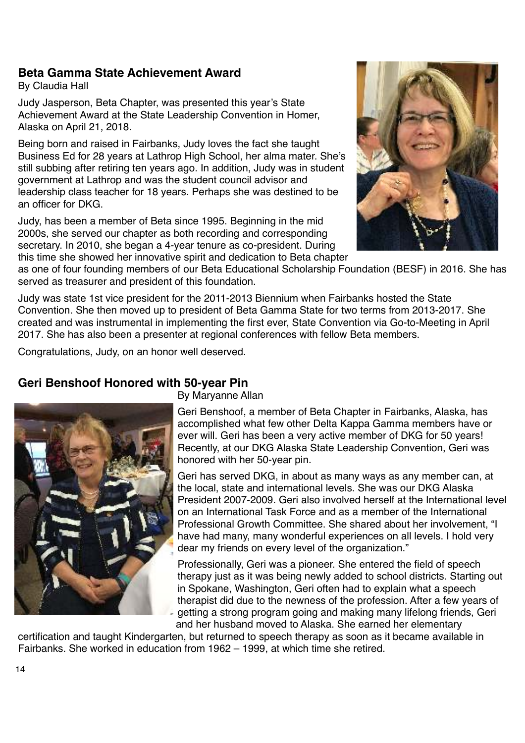## Beta Gamma State Achievement Award

By Claudia Hall

Judy Jasperson, Beta Chapter, was presented this year's State Achievement Award at the State Leadership Convention in Homer, Alaska on April 21, 2018.

Being born and raised in Fairbanks, Judy loves the fact she taught Business Ed for 28 years at Lathrop High School, her alma mater. She's still subbing after retiring ten years ago. In addition, Judy was in student government at Lathrop and was the student council advisor and leadership class teacher for 18 years. Perhaps she was destined to be an officer for DKG.

Judy, has been a member of Beta since 1995. Beginning in the mid 2000s, she served our chapter as both recording and corresponding secretary. In 2010, she began a 4-year tenure as co-president. During this time she showed her innovative spirit and dedication to Beta chapter as one of four founding members of our Beta Educational Scholarship Foundation (BESF) in 2016. She has served as treasurer and president of this foundation.

Judy was state 1st vice president for the 2011-2013 Biennium when Fairbanks hosted the State Convention. She then moved up to president of Beta Gamma State for two terms from 2013-2017. She created and was instrumental in implementing the first ever, State Convention via Go-to-Meeting in April 2017. She has also been a presenter at regional conferences with fellow Beta members.

Congratulations, Judy, on an honor well deserved.

## Geri Benshoof Honored with 50-year Pin

By Maryanne Allan

Geri Benshoof, a member of Beta Chapter in Fairbanks, Alaska, has accomplished what few other Delta Kappa Gamma members have or ever will. Geri has been a very active member of DKG for 50 years! Recently, at our DKG Alaska State Leadership Convention, Geri was honored with her 50-year pin.

Geri has served DKG, in about as many ways as any member can, at the local, state and international levels. She was our DKG Alaska President 2007-2009. Geri also involved herself at the International level on an International Task Force and as a member of the International Professional Growth Committee. She shared about her involvement, "I have had many, many wonderful experiences on all levels. I hold very dear my friends on every level of the organization."

Professionally, Geri was a pioneer. She entered the field of speech therapy just as it was being newly added to school districts. Starting out in Spokane, Washington, Geri often had to explain what a speech therapist did due to the newness of the profession. After a few years of getting a strong program going and making many lifelong friends, Geri and her husband moved to Alaska. She earned her elementary certification and taught Kindergarten, but returned to speech therapy as soon as it became available in Fairbanks. She worked in education from 1962 – 1999, at which time she retired.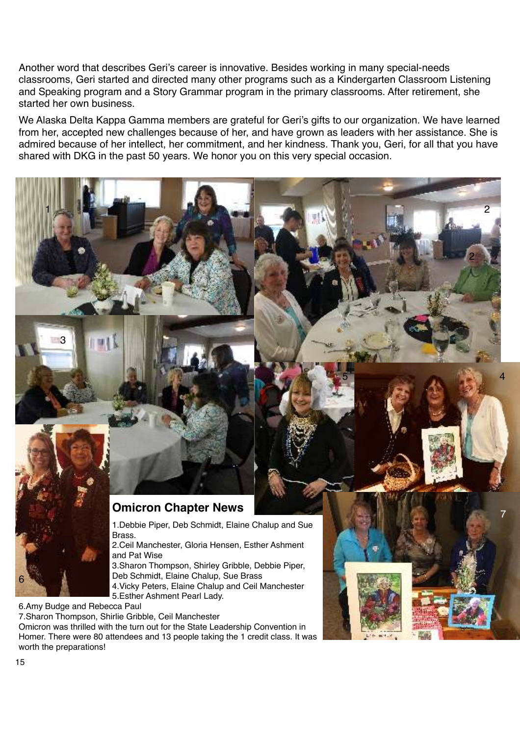Another word that describes Geri's career is innovative. Besides working in many special-needs classrooms, Geri started and directed many other programs such as a Kindergarten Classroom Listening and Speaking program and a Story Grammar program in the primary classrooms. After retirement, she started her own business.

We Alaska Delta Kappa Gamma members are grateful for Geri's gifts to our organization. We have learned from her, accepted new challenges because of her, and have grown as leaders with her assistance. She is admired because of her intellect, her commitment, and her kindness. Thank you, Geri, for all that you have shared with DKG in the past 50 years. We honor you on this very special occasion.

## Omicron Chapter News

1.Debbie Piper, Deb Schmidt, Elaine Chalup and Sue Brass.
2.Ceil Manchester, Gloria Hensen, Esther Ashment and Pat Wise
3.Sharon Thompson, Shirley Gribble, Debbie Piper, Deb Schmidt, Elaine Chalup, Sue Brass
4.Vicky Peters, Elaine Chalup and Ceil Manchester
5.Esther Ashment Pearl Lady.
6.Amy Budge and Rebecca Paul
7.Sharon Thompson, Shirlie Gribble, Ceil Manchester

Omicron was thrilled with the turn out for the State Leadership Convention in Homer. There were 80 attendees and 13 people taking the 1 credit class. It was worth the preparations!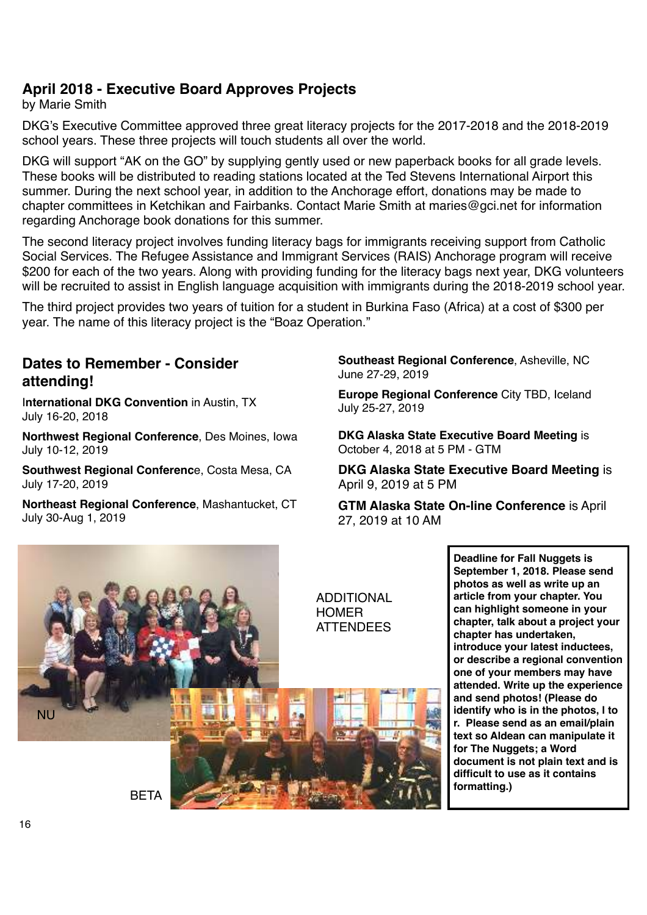## April 2018 - Executive Board Approves Projects

by Marie Smith

DKG's Executive Committee approved three great literacy projects for the 2017-2018 and the 2018-2019 school years. These three projects will touch students all over the world.

DKG will support "AK on the GO" by supplying gently used or new paperback books for all grade levels. These books will be distributed to reading stations located at the Ted Stevens International Airport this summer. During the next school year, in addition to the Anchorage effort, donations may be made to chapter committees in Ketchikan and Fairbanks. Contact Marie Smith at maries@gci.net for information regarding Anchorage book donations for this summer.

The second literacy project involves funding literacy bags for immigrants receiving support from Catholic Social Services. The Refugee Assistance and Immigrant Services (RAIS) Anchorage program will receive $200 for each of the two years. Along with providing funding for the literacy bags next year, DKG volunteers will be recruited to assist in English language acquisition with immigrants during the 2018-2019 school year.

The third project provides two years of tuition for a student in Burkina Faso (Africa) at a cost of $300 per year. The name of this literacy project is the "Boaz Operation."

## Dates to Remember - Consider attending!

**International DKG Convention** in Austin, TX
July 16-20, 2018

**Northwest Regional Conference**, Des Moines, Iowa
July 10-12, 2019

**Southwest Regional Conferenc**e, Costa Mesa, CA
July 17-20, 2019

**Northeast Regional Conference**, Mashantucket, CT
July 30-Aug 1, 2019

**Southeast Regional Conference**, Asheville, NC
June 27-29, 2019

**Europe Regional Conference** City TBD, Iceland
July 25-27, 2019

**DKG Alaska State Executive Board Meeting** is
October 4, 2018 at 5 PM - GTM

**DKG Alaska State Executive Board Meeting** is
April 9, 2019 at 5 PM

**GTM Alaska State On-line Conference** is April 27, 2019 at 10 AM

NU

ADDITIONAL HOMER ATTENDEES

BETA

**Deadline for Fall Nuggets is September 1, 2018. Please send photos as well as write up an article from your chapter. You can highlight someone in your chapter, talk about a project your chapter has undertaken, introduce your latest inductees, or describe a regional convention one of your members may have attended. Write up the experience and send photos! (Please do identify who is in the photos, l to r. Please send as an email/plain text so Aldean can manipulate it for The Nuggets; a Word document is not plain text and is difficult to use as it contains formatting.)**